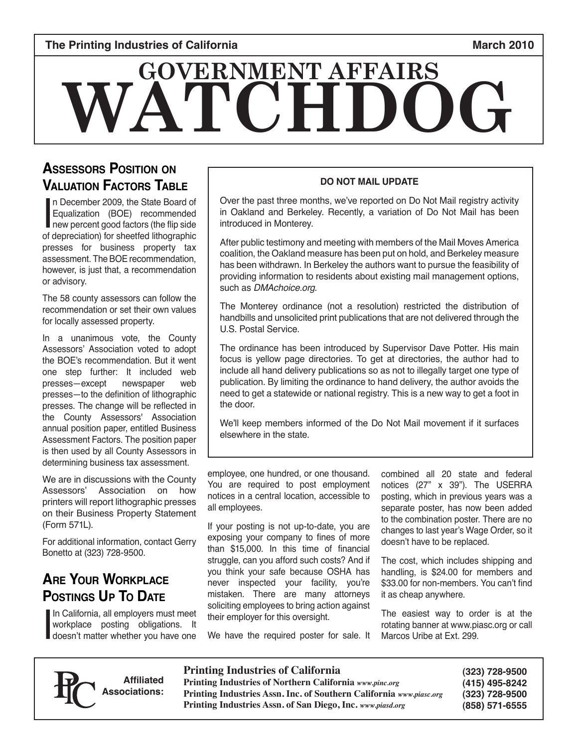The Printing Industries of California — March 2010

# GOVERNMENT AFFAIRS WATCHDOG

## Assessors Position on Valuation Factors Table

In December 2009, the State Board of Equalization (BOE) recommended new percent good factors (the flip side of depreciation) for sheetfed lithographic presses for business property tax assessment. The BOE recommendation, however, is just that, a recommendation or advisory.

The 58 county assessors can follow the recommendation or set their own values for locally assessed property.

In a unanimous vote, the County Assessors' Association voted to adopt the BOE's recommendation. But it went one step further: It included web presses—except newspaper web presses—to the definition of lithographic presses. The change will be reflected in the County Assessors' Association annual position paper, entitled Business Assessment Factors. The position paper is then used by all County Assessors in determining business tax assessment.

We are in discussions with the County Assessors' Association on how printers will report lithographic presses on their Business Property Statement (Form 571L).

For additional information, contact Gerry Bonetto at (323) 728-9500.

## Are Your Workplace Postings Up To Date

In California, all employers must meet workplace posting obligations. It doesn't matter whether you have one employee, one hundred, or one thousand. You are required to post employment notices in a central location, accessible to all employees.

If your posting is not up-to-date, you are exposing your company to fines of more than $15,000. In this time of financial struggle, can you afford such costs? And if you think your safe because OSHA has never inspected your facility, you're mistaken. There are many attorneys soliciting employees to bring action against their employer for this oversight.

We have the required poster for sale. It combined all 20 state and federal notices (27" x 39"). The USERRA posting, which in previous years was a separate poster, has now been added to the combination poster. There are no changes to last year's Wage Order, so it doesn't have to be replaced.

The cost, which includes shipping and handling, is $24.00 for members and $33.00 for non-members. You can't find it as cheap anywhere.

The easiest way to order is at the rotating banner at www.piasc.org or call Marcos Uribe at Ext. 299.

### DO NOT MAIL UPDATE

Over the past three months, we've reported on Do Not Mail registry activity in Oakland and Berkeley. Recently, a variation of Do Not Mail has been introduced in Monterey.

After public testimony and meeting with members of the Mail Moves America coalition, the Oakland measure has been put on hold, and Berkeley measure has been withdrawn. In Berkeley the authors want to pursue the feasibility of providing information to residents about existing mail management options, such as *DMAchoice.org*.

The Monterey ordinance (not a resolution) restricted the distribution of handbills and unsolicited print publications that are not delivered through the U.S. Postal Service.

The ordinance has been introduced by Supervisor Dave Potter. His main focus is yellow page directories. To get at directories, the author had to include all hand delivery publications so as not to illegally target one type of publication. By limiting the ordinance to hand delivery, the author avoids the need to get a statewide or national registry. This is a new way to get a foot in the door.

We'll keep members informed of the Do Not Mail movement if it surfaces elsewhere in the state.

---

**Affiliated Associations:**

| | |
|---|---|
| **Printing Industries of California** | (323) 728-9500 |
| **Printing Industries of Northern California** *www.pinc.org* | (415) 495-8242 |
| **Printing Industries Assn. Inc. of Southern California** *www.piasc.org* | (323) 728-9500 |
| **Printing Industries Assn. of San Diego, Inc.** *www.piasd.org* | (858) 571-6555 |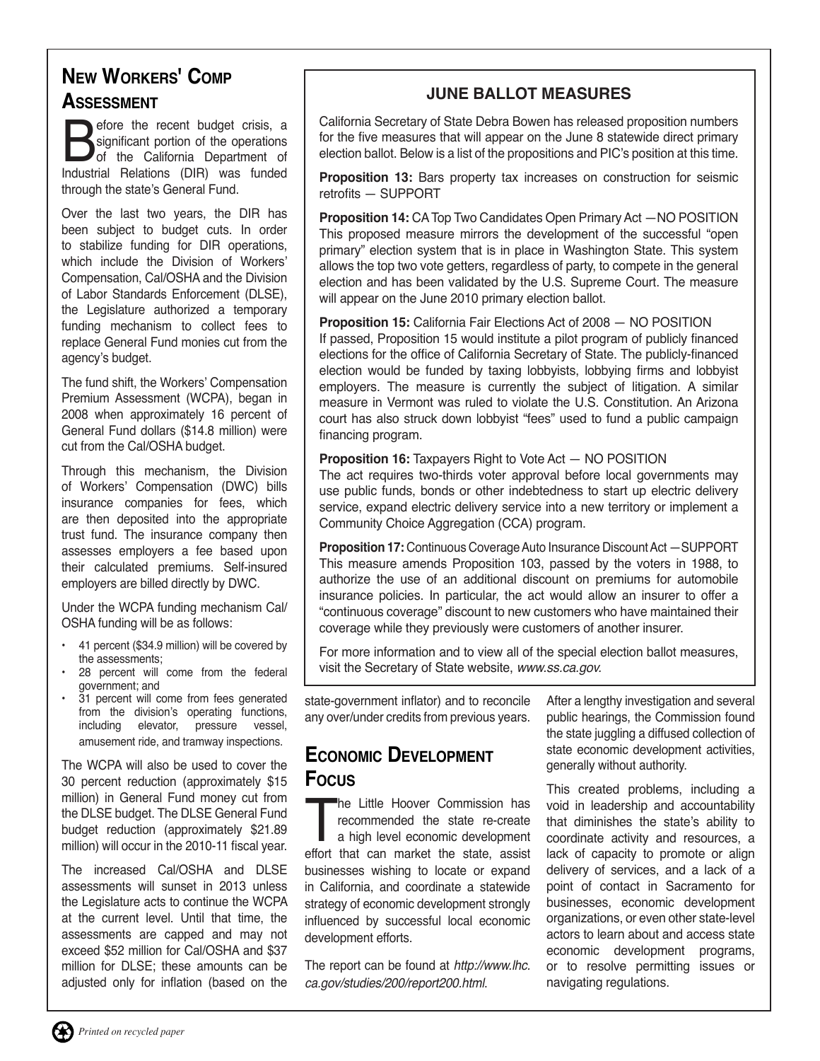## New Workers' Comp Assessment

Before the recent budget crisis, a significant portion of the operations of the California Department of Industrial Relations (DIR) was funded through the state's General Fund.

Over the last two years, the DIR has been subject to budget cuts. In order to stabilize funding for DIR operations, which include the Division of Workers' Compensation, Cal/OSHA and the Division of Labor Standards Enforcement (DLSE), the Legislature authorized a temporary funding mechanism to collect fees to replace General Fund monies cut from the agency's budget.

The fund shift, the Workers' Compensation Premium Assessment (WCPA), began in 2008 when approximately 16 percent of General Fund dollars ($14.8 million) were cut from the Cal/OSHA budget.

Through this mechanism, the Division of Workers' Compensation (DWC) bills insurance companies for fees, which are then deposited into the appropriate trust fund. The insurance company then assesses employers a fee based upon their calculated premiums. Self-insured employers are billed directly by DWC.

Under the WCPA funding mechanism Cal/OSHA funding will be as follows:

- 41 percent ($34.9 million) will be covered by the assessments;
- 28 percent will come from the federal government; and
- 31 percent will come from fees generated from the division's operating functions, including elevator, pressure vessel, amusement ride, and tramway inspections.

The WCPA will also be used to cover the 30 percent reduction (approximately $15 million) in General Fund money cut from the DLSE budget. The DLSE General Fund budget reduction (approximately $21.89 million) will occur in the 2010-11 fiscal year.

The increased Cal/OSHA and DLSE assessments will sunset in 2013 unless the Legislature acts to continue the WCPA at the current level. Until that time, the assessments are capped and may not exceed $52 million for Cal/OSHA and $37 million for DLSE; these amounts can be adjusted only for inflation (based on the state-government inflator) and to reconcile any over/under credits from previous years.

### JUNE BALLOT MEASURES

California Secretary of State Debra Bowen has released proposition numbers for the five measures that will appear on the June 8 statewide direct primary election ballot. Below is a list of the propositions and PIC's position at this time.

**Proposition 13:** Bars property tax increases on construction for seismic retrofits — SUPPORT

**Proposition 14:** CA Top Two Candidates Open Primary Act —NO POSITION
This proposed measure mirrors the development of the successful "open primary" election system that is in place in Washington State. This system allows the top two vote getters, regardless of party, to compete in the general election and has been validated by the U.S. Supreme Court. The measure will appear on the June 2010 primary election ballot.

**Proposition 15:** California Fair Elections Act of 2008 — NO POSITION
If passed, Proposition 15 would institute a pilot program of publicly financed elections for the office of California Secretary of State. The publicly-financed election would be funded by taxing lobbyists, lobbying firms and lobbyist employers. The measure is currently the subject of litigation. A similar measure in Vermont was ruled to violate the U.S. Constitution. An Arizona court has also struck down lobbyist "fees" used to fund a public campaign financing program.

**Proposition 16:** Taxpayers Right to Vote Act — NO POSITION
The act requires two-thirds voter approval before local governments may use public funds, bonds or other indebtedness to start up electric delivery service, expand electric delivery service into a new territory or implement a Community Choice Aggregation (CCA) program.

**Proposition 17:** Continuous Coverage Auto Insurance Discount Act —SUPPORT
This measure amends Proposition 103, passed by the voters in 1988, to authorize the use of an additional discount on premiums for automobile insurance policies. In particular, the act would allow an insurer to offer a "continuous coverage" discount to new customers who have maintained their coverage while they previously were customers of another insurer.

For more information and to view all of the special election ballot measures, visit the Secretary of State website, *www.ss.ca.gov.*

## Economic Development Focus

The Little Hoover Commission has recommended the state re-create a high level economic development effort that can market the state, assist businesses wishing to locate or expand in California, and coordinate a statewide strategy of economic development strongly influenced by successful local economic development efforts.

The report can be found at *http://www.lhc.ca.gov/studies/200/report200.html.*

After a lengthy investigation and several public hearings, the Commission found the state juggling a diffused collection of state economic development activities, generally without authority.

This created problems, including a void in leadership and accountability that diminishes the state's ability to coordinate activity and resources, a lack of capacity to promote or align delivery of services, and a lack of a point of contact in Sacramento for businesses, economic development organizations, or even other state-level actors to learn about and access state economic development programs, or to resolve permitting issues or navigating regulations.

*Printed on recycled paper*